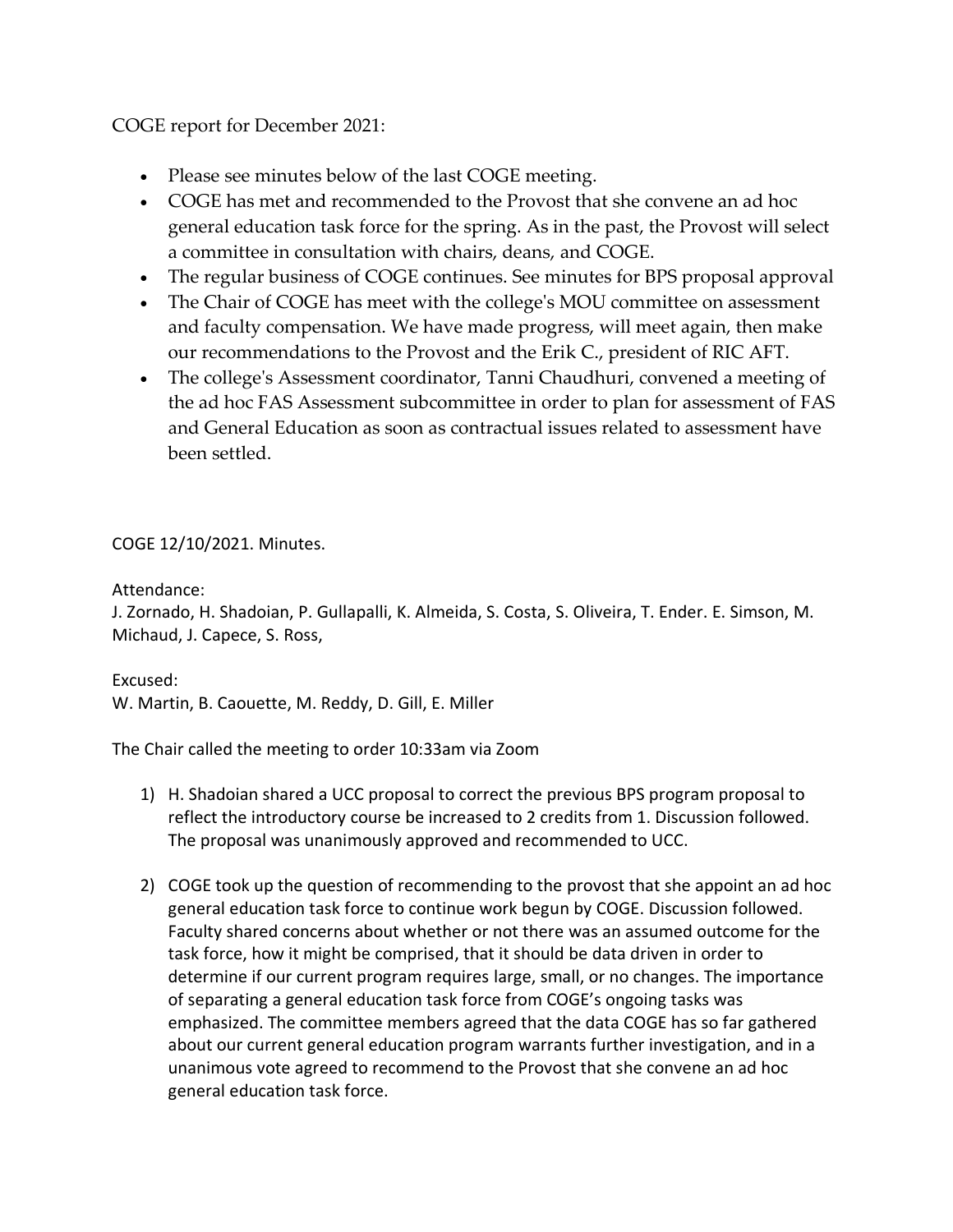COGE report for December 2021:

- Please see minutes below of the last COGE meeting.
- COGE has met and recommended to the Provost that she convene an ad hoc general education task force for the spring. As in the past, the Provost will select a committee in consultation with chairs, deans, and COGE.
- The regular business of COGE continues. See minutes for BPS proposal approval
- The Chair of COGE has meet with the college's MOU committee on assessment and faculty compensation. We have made progress, will meet again, then make our recommendations to the Provost and the Erik C., president of RIC AFT.
- The college's Assessment coordinator, Tanni Chaudhuri, convened a meeting of the ad hoc FAS Assessment subcommittee in order to plan for assessment of FAS and General Education as soon as contractual issues related to assessment have been settled.

COGE 12/10/2021. Minutes.

Attendance:
J. Zornado, H. Shadoian, P. Gullapalli, K. Almeida, S. Costa, S. Oliveira, T. Ender. E. Simson, M. Michaud, J. Capece, S. Ross,

Excused:
W. Martin, B. Caouette, M. Reddy, D. Gill, E. Miller

The Chair called the meeting to order 10:33am via Zoom

1) H. Shadoian shared a UCC proposal to correct the previous BPS program proposal to reflect the introductory course be increased to 2 credits from 1. Discussion followed. The proposal was unanimously approved and recommended to UCC.

2) COGE took up the question of recommending to the provost that she appoint an ad hoc general education task force to continue work begun by COGE. Discussion followed. Faculty shared concerns about whether or not there was an assumed outcome for the task force, how it might be comprised, that it should be data driven in order to determine if our current program requires large, small, or no changes. The importance of separating a general education task force from COGE's ongoing tasks was emphasized. The committee members agreed that the data COGE has so far gathered about our current general education program warrants further investigation, and in a unanimous vote agreed to recommend to the Provost that she convene an ad hoc general education task force.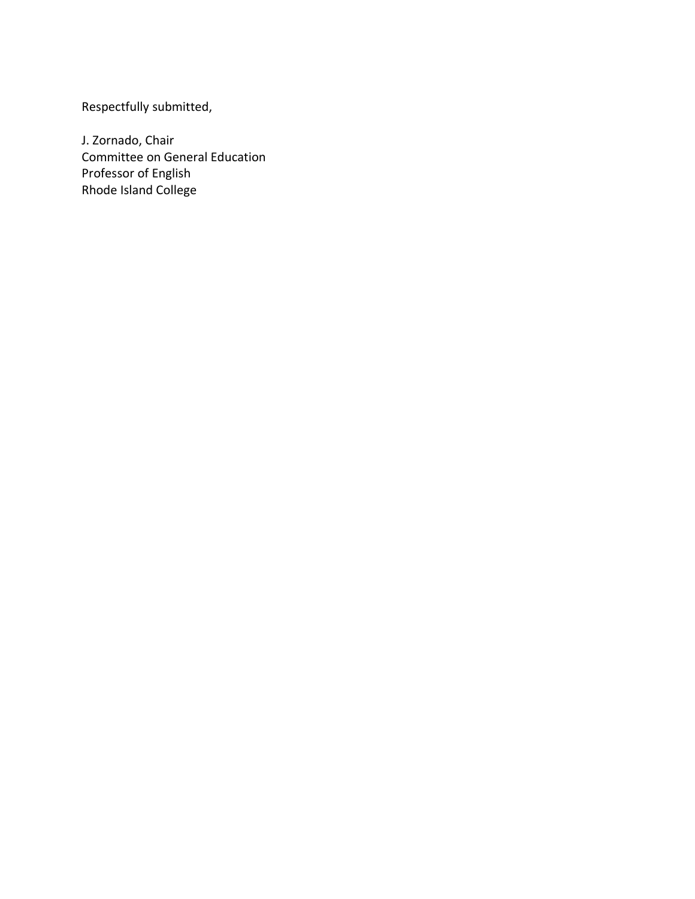Respectfully submitted,

J. Zornado, Chair
Committee on General Education
Professor of English
Rhode Island College